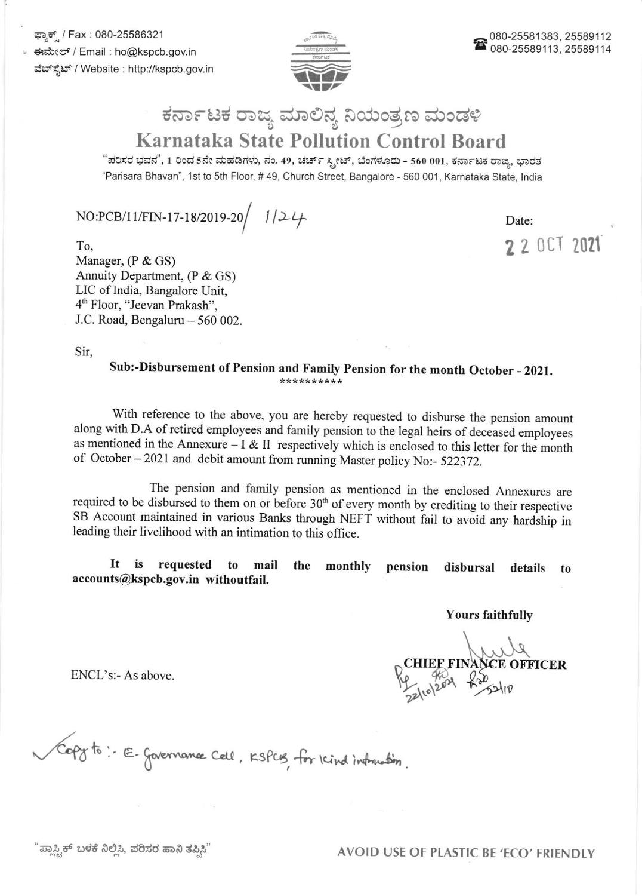ಫ್ಯಾಕ್ಸ್ / Fax : 080-25586321
ಈಮೇಲ್ / Email : ho@kspcb.gov.in
ವೆಬ್‌ಸೈಟ್ / Website : http://kspcb.gov.in

080-25581383, 25589112
080-25589113, 25589114

# ಕರ್ನಾಟಕ ರಾಜ್ಯ ಮಾಲಿನ್ಯ ನಿಯಂತ್ರಣ ಮಂಡಳಿ
# Karnataka State Pollution Control Board

"ಪರಿಸರ ಭವನ", 1 ರಿಂದ 5ನೇ ಮಹಡಿಗಳು, ನಂ. 49, ಚರ್ಚ್ ಸ್ಟ್ರೀಟ್, ಬೆಂಗಳೂರು - 560 001, ಕರ್ನಾಟಕ ರಾಜ್ಯ, ಭಾರತ
"Parisara Bhavan", 1st to 5th Floor, # 49, Church Street, Bangalore - 560 001, Karnataka State, India

NO:PCB/11/FIN-17-18/2019-20/ 1124

Date: 22 OCT 2021

To,
Manager, (P & GS)
Annuity Department, (P & GS)
LIC of India, Bangalore Unit,
4th Floor, "Jeevan Prakash",
J.C. Road, Bengaluru – 560 002.

Sir,

**Sub:-Disbursement of Pension and Family Pension for the month October - 2021.**

**********

With reference to the above, you are hereby requested to disburse the pension amount along with D.A of retired employees and family pension to the legal heirs of deceased employees as mentioned in the Annexure – I & II respectively which is enclosed to this letter for the month of October – 2021 and debit amount from running Master policy No:- 522372.

The pension and family pension as mentioned in the enclosed Annexures are required to be disbursed to them on or before 30th of every month by crediting to their respective SB Account maintained in various Banks through NEFT without fail to avoid any hardship in leading their livelihood with an intimation to this office.

**It is requested to mail the monthly pension disbursal details to accounts@kspcb.gov.in withoutfail.**

**Yours faithfully**

**CHIEF FINANCE OFFICER**

22/10/2021

ENCL's:- As above.

Copy to :- E-Governance Cell, KSPCB, for kind information.

"ಪ್ಲಾಸ್ಟಿಕ್ ಬಳಕೆ ನಿಲ್ಲಿಸಿ, ಪರಿಸರ ಹಾನಿ ತಪ್ಪಿಸಿ"

AVOID USE OF PLASTIC BE 'ECO' FRIENDLY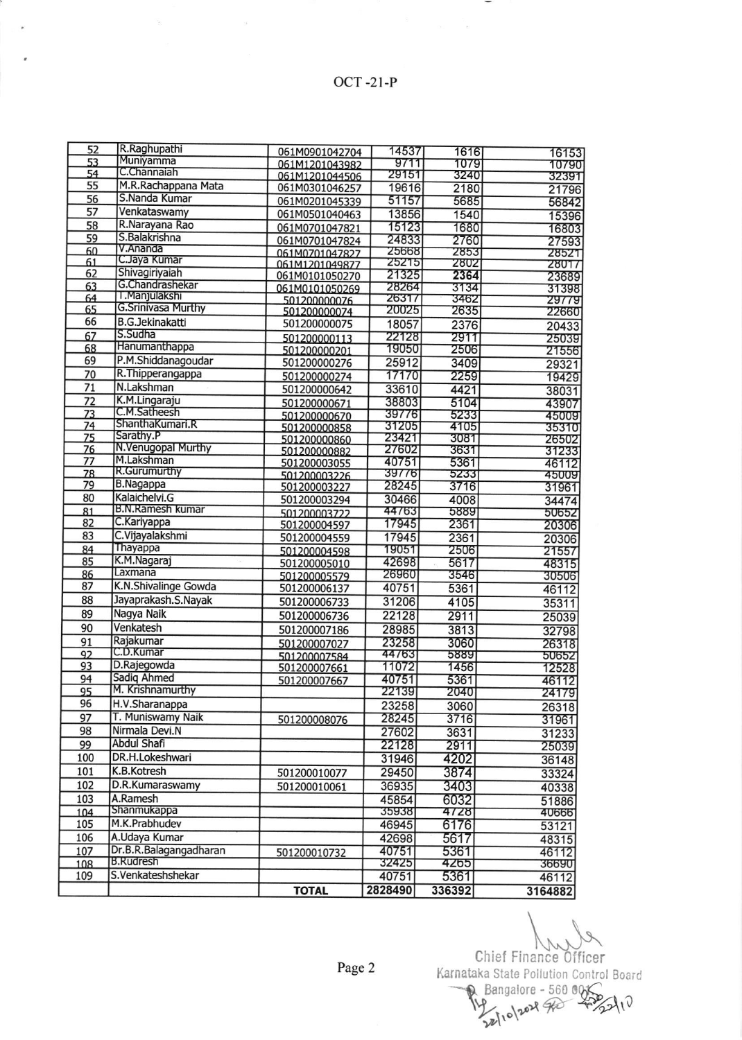OCT -21-P

| | | | | | |
|---|---|---|---|---|---|
| 52 | R.Raghupathi | 061M0901042704 | 14537 | 1616 | 16153 |
| 53 | Muniyamma | 061M1201043982 | 9711 | 1079 | 10790 |
| 54 | C.Channaiah | 061M1201044506 | 29151 | 3240 | 32391 |
| 55 | M.R.Rachappana Mata | 061M0301046257 | 19616 | 2180 | 21796 |
| 56 | S.Nanda Kumar | 061M0201045339 | 51157 | 5685 | 56842 |
| 57 | Venkataswamy | 061M0501040463 | 13856 | 1540 | 15396 |
| 58 | R.Narayana Rao | 061M0701047821 | 15123 | 1680 | 16803 |
| 59 | S.Balakrishna | 061M0701047824 | 24833 | 2760 | 27593 |
| 60 | V.Ananda | 061M0701047827 | 25668 | 2853 | 28521 |
| 61 | C.Jaya Kumar | 061M1201049877 | 25215 | 2802 | 28017 |
| 62 | Shivagiriyaiah | 061M0101050270 | 21325 | 2364 | 23689 |
| 63 | G.Chandrashekar | 061M0101050269 | 28264 | 3134 | 31398 |
| 64 | T.Manjulakshi | 501200000076 | 26317 | 3462 | 29779 |
| 65 | G.Srinivasa Murthy | 501200000074 | 20025 | 2635 | 22660 |
| 66 | B.G.Jekinakatti | 501200000075 | 18057 | 2376 | 20433 |
| 67 | S.Sudha | 501200000113 | 22128 | 2911 | 25039 |
| 68 | Hanumanthappa | 501200000201 | 19050 | 2506 | 21556 |
| 69 | P.M.Shiddanagoudar | 501200000276 | 25912 | 3409 | 29321 |
| 70 | R.Thipperangappa | 501200000274 | 17170 | 2259 | 19429 |
| 71 | N.Lakshman | 501200000642 | 33610 | 4421 | 38031 |
| 72 | K.M.Lingaraju | 501200000671 | 38803 | 5104 | 43907 |
| 73 | C.M.Satheesh | 501200000670 | 39776 | 5233 | 45009 |
| 74 | ShanthaKumari.R | 501200000858 | 31205 | 4105 | 35310 |
| 75 | Sarathy.P | 501200000860 | 23421 | 3081 | 26502 |
| 76 | N.Venugopal Murthy | 501200000882 | 27602 | 3631 | 31233 |
| 77 | M.Lakshman | 501200003055 | 40751 | 5361 | 46112 |
| 78 | R.Gurumurthy | 501200003226 | 39776 | 5233 | 45009 |
| 79 | B.Nagappa | 501200003227 | 28245 | 3716 | 31961 |
| 80 | Kalaichelvi.G | 501200003294 | 30466 | 4008 | 34474 |
| 81 | B.N.Ramesh kumar | 501200003722 | 44763 | 5889 | 50652 |
| 82 | C.Kariyappa | 501200004597 | 17945 | 2361 | 20306 |
| 83 | C.Vijayalakshmi | 501200004559 | 17945 | 2361 | 20306 |
| 84 | Thayappa | 501200004598 | 19051 | 2506 | 21557 |
| 85 | K.M.Nagaraj | 501200005010 | 42698 | 5617 | 48315 |
| 86 | Laxmana | 501200005579 | 26960 | 3546 | 30506 |
| 87 | K.N.Shivalinge Gowda | 501200006137 | 40751 | 5361 | 46112 |
| 88 | Jayaprakash.S.Nayak | 501200006733 | 31206 | 4105 | 35311 |
| 89 | Nagya Naik | 501200006736 | 22128 | 2911 | 25039 |
| 90 | Venkatesh | 501200007186 | 28985 | 3813 | 32798 |
| 91 | Rajakumar | 501200007027 | 23258 | 3060 | 26318 |
| 92 | C.D.Kumar | 501200007584 | 44763 | 5889 | 50652 |
| 93 | D.Rajegowda | 501200007661 | 11072 | 1456 | 12528 |
| 94 | Sadiq Ahmed | 501200007667 | 40751 | 5361 | 46112 |
| 95 | M. Krishnamurthy | | 22139 | 2040 | 24179 |
| 96 | H.V.Sharanappa | | 23258 | 3060 | 26318 |
| 97 | T. Muniswamy Naik | 501200008076 | 28245 | 3716 | 31961 |
| 98 | Nirmala Devi.N | | 27602 | 3631 | 31233 |
| 99 | Abdul Shafi | | 22128 | 2911 | 25039 |
| 100 | DR.H.Lokeshwari | | 31946 | 4202 | 36148 |
| 101 | K.B.Kotresh | 501200010077 | 29450 | 3874 | 33324 |
| 102 | D.R.Kumaraswamy | 501200010061 | 36935 | 3403 | 40338 |
| 103 | A.Ramesh | | 45854 | 6032 | 51886 |
| 104 | Shanmukappa | | 35938 | 4728 | 40666 |
| 105 | M.K.Prabhudev | | 46945 | 6176 | 53121 |
| 106 | A.Udaya Kumar | | 42698 | 5617 | 48315 |
| 107 | Dr.B.R.Balagangadharan | 501200010732 | 40751 | 5361 | 46112 |
| 108 | B.Rudresh | | 32425 | 4265 | 36690 |
| 109 | S.Venkateshshekar | | 40751 | 5361 | 46112 |
| | | **TOTAL** | 2828490 | 336392 | 3164882 |

Chief Finance Officer
Karnataka State Pollution Control Board
Bangalore - 560 005
22/10/2021